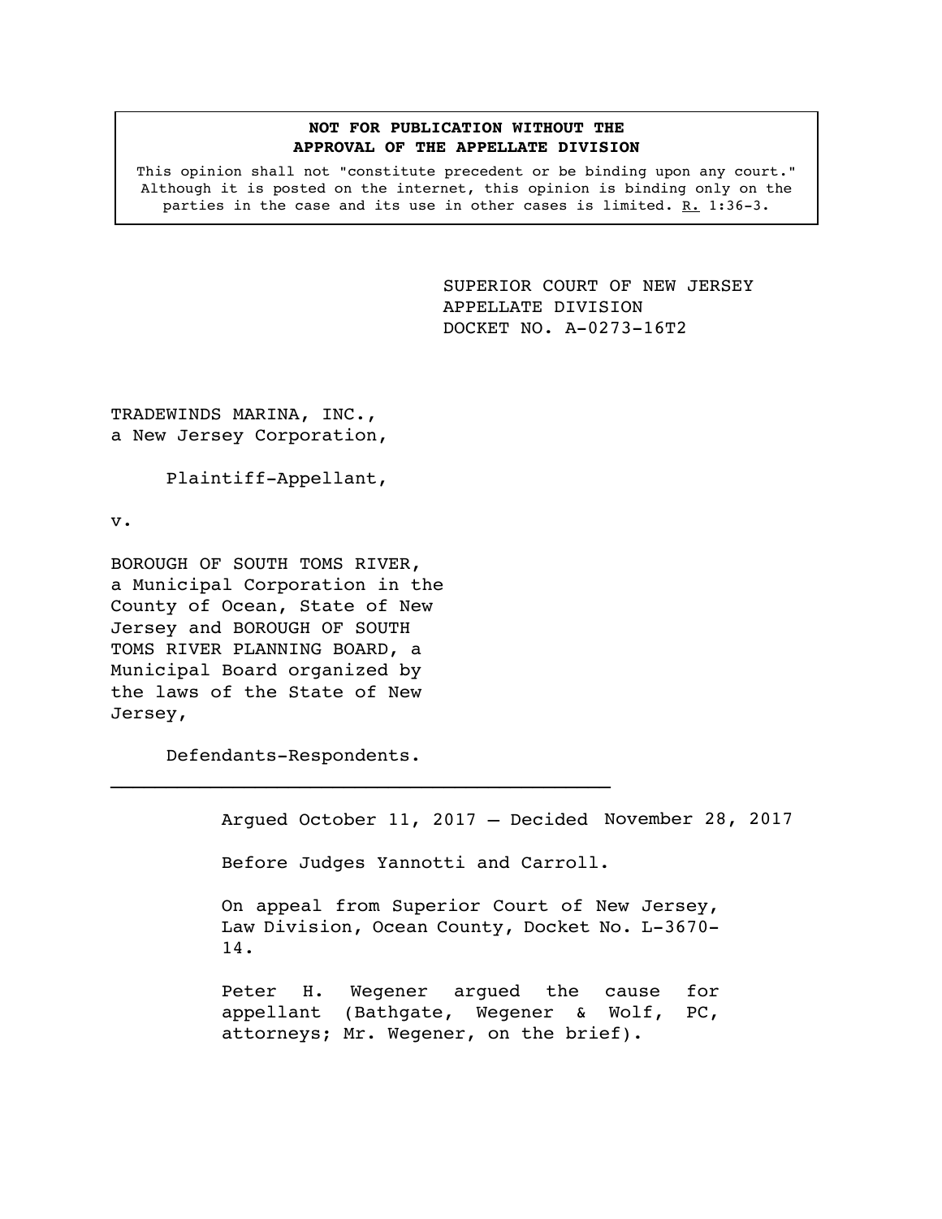**NOT FOR PUBLICATION WITHOUT THE APPROVAL OF THE APPELLATE DIVISION**

This opinion shall not "constitute precedent or be binding upon any court." Although it is posted on the internet, this opinion is binding only on the parties in the case and its use in other cases is limited. R. 1:36-3.

SUPERIOR COURT OF NEW JERSEY
APPELLATE DIVISION
DOCKET NO. A-0273-16T2

TRADEWINDS MARINA, INC., a New Jersey Corporation,

Plaintiff-Appellant,

v.

BOROUGH OF SOUTH TOMS RIVER, a Municipal Corporation in the County of Ocean, State of New Jersey and BOROUGH OF SOUTH TOMS RIVER PLANNING BOARD, a Municipal Board organized by the laws of the State of New Jersey,

Defendants-Respondents.

---

Argued October 11, 2017 – Decided November 28, 2017

Before Judges Yannotti and Carroll.

On appeal from Superior Court of New Jersey, Law Division, Ocean County, Docket No. L-3670-14.

Peter H. Wegener argued the cause for appellant (Bathgate, Wegener & Wolf, PC, attorneys; Mr. Wegener, on the brief).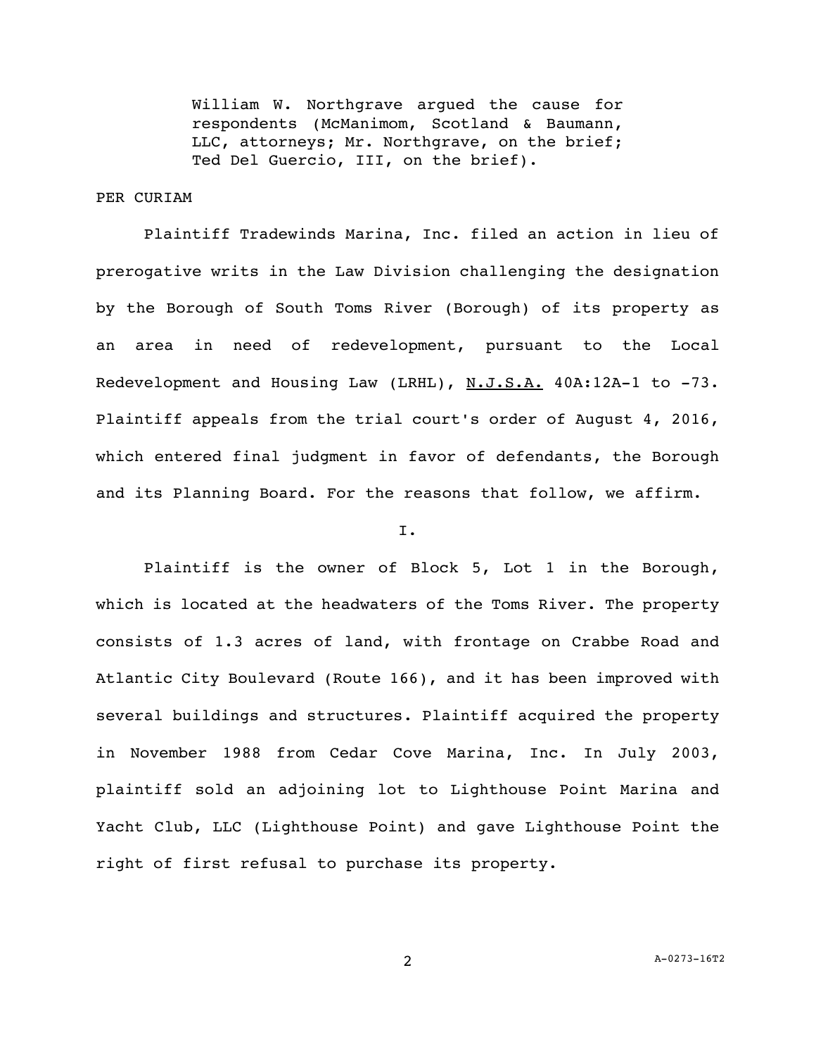William W. Northgrave argued the cause for respondents (McManimom, Scotland & Baumann, LLC, attorneys; Mr. Northgrave, on the brief; Ted Del Guercio, III, on the brief).

PER CURIAM

Plaintiff Tradewinds Marina, Inc. filed an action in lieu of prerogative writs in the Law Division challenging the designation by the Borough of South Toms River (Borough) of its property as an area in need of redevelopment, pursuant to the Local Redevelopment and Housing Law (LRHL), N.J.S.A. 40A:12A-1 to -73. Plaintiff appeals from the trial court's order of August 4, 2016, which entered final judgment in favor of defendants, the Borough and its Planning Board. For the reasons that follow, we affirm.

I.

Plaintiff is the owner of Block 5, Lot 1 in the Borough, which is located at the headwaters of the Toms River. The property consists of 1.3 acres of land, with frontage on Crabbe Road and Atlantic City Boulevard (Route 166), and it has been improved with several buildings and structures. Plaintiff acquired the property in November 1988 from Cedar Cove Marina, Inc. In July 2003, plaintiff sold an adjoining lot to Lighthouse Point Marina and Yacht Club, LLC (Lighthouse Point) and gave Lighthouse Point the right of first refusal to purchase its property.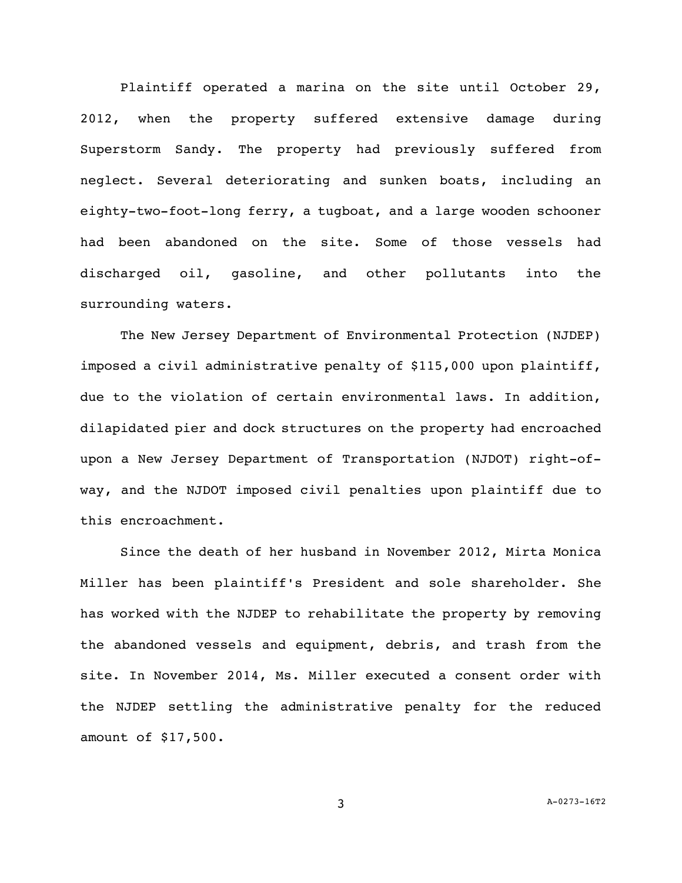Plaintiff operated a marina on the site until October 29, 2012, when the property suffered extensive damage during Superstorm Sandy. The property had previously suffered from neglect. Several deteriorating and sunken boats, including an eighty-two-foot-long ferry, a tugboat, and a large wooden schooner had been abandoned on the site. Some of those vessels had discharged oil, gasoline, and other pollutants into the surrounding waters.

The New Jersey Department of Environmental Protection (NJDEP) imposed a civil administrative penalty of $115,000 upon plaintiff, due to the violation of certain environmental laws. In addition, dilapidated pier and dock structures on the property had encroached upon a New Jersey Department of Transportation (NJDOT) right-of-way, and the NJDOT imposed civil penalties upon plaintiff due to this encroachment.

Since the death of her husband in November 2012, Mirta Monica Miller has been plaintiff's President and sole shareholder. She has worked with the NJDEP to rehabilitate the property by removing the abandoned vessels and equipment, debris, and trash from the site. In November 2014, Ms. Miller executed a consent order with the NJDEP settling the administrative penalty for the reduced amount of $17,500.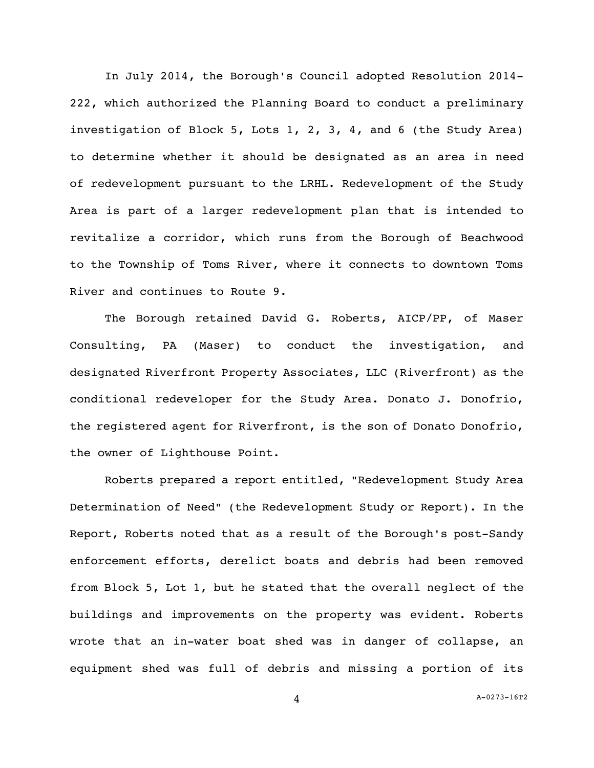In July 2014, the Borough's Council adopted Resolution 2014-222, which authorized the Planning Board to conduct a preliminary investigation of Block 5, Lots 1, 2, 3, 4, and 6 (the Study Area) to determine whether it should be designated as an area in need of redevelopment pursuant to the LRHL. Redevelopment of the Study Area is part of a larger redevelopment plan that is intended to revitalize a corridor, which runs from the Borough of Beachwood to the Township of Toms River, where it connects to downtown Toms River and continues to Route 9.

The Borough retained David G. Roberts, AICP/PP, of Maser Consulting, PA (Maser) to conduct the investigation, and designated Riverfront Property Associates, LLC (Riverfront) as the conditional redeveloper for the Study Area. Donato J. Donofrio, the registered agent for Riverfront, is the son of Donato Donofrio, the owner of Lighthouse Point.

Roberts prepared a report entitled, "Redevelopment Study Area Determination of Need" (the Redevelopment Study or Report). In the Report, Roberts noted that as a result of the Borough's post-Sandy enforcement efforts, derelict boats and debris had been removed from Block 5, Lot 1, but he stated that the overall neglect of the buildings and improvements on the property was evident. Roberts wrote that an in-water boat shed was in danger of collapse, an equipment shed was full of debris and missing a portion of its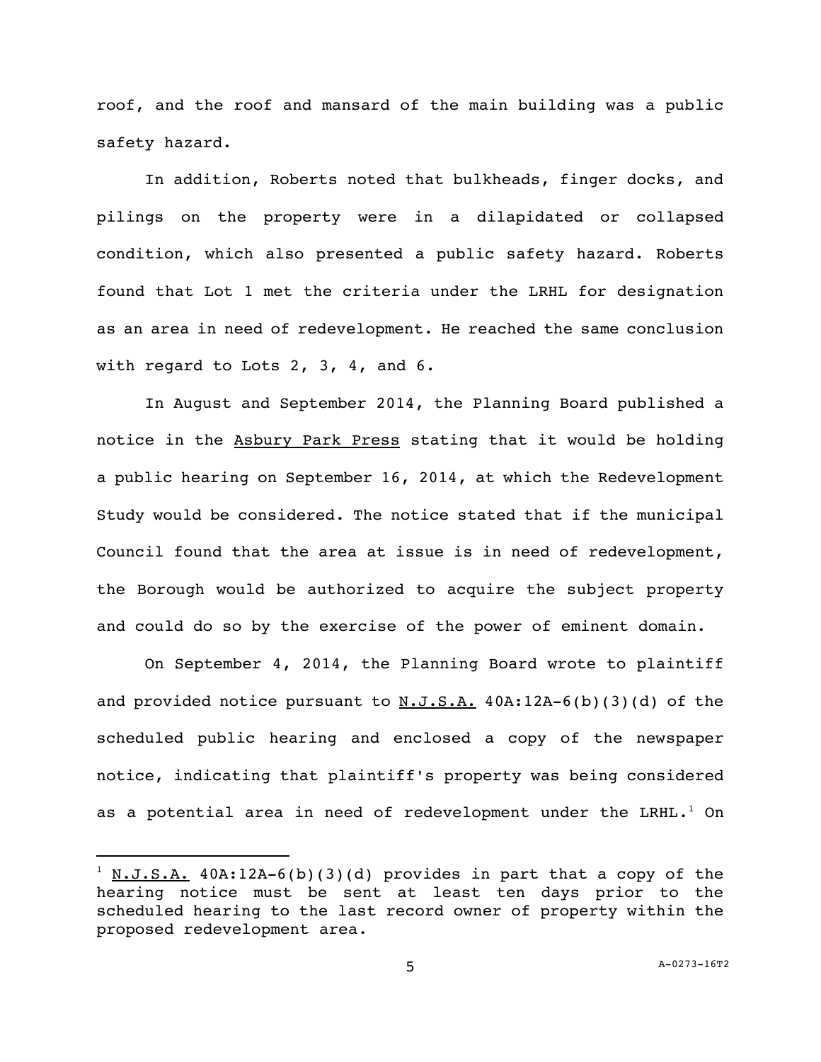roof, and the roof and mansard of the main building was a public safety hazard.

In addition, Roberts noted that bulkheads, finger docks, and pilings on the property were in a dilapidated or collapsed condition, which also presented a public safety hazard. Roberts found that Lot 1 met the criteria under the LRHL for designation as an area in need of redevelopment. He reached the same conclusion with regard to Lots 2, 3, 4, and 6.

In August and September 2014, the Planning Board published a notice in the Asbury Park Press stating that it would be holding a public hearing on September 16, 2014, at which the Redevelopment Study would be considered. The notice stated that if the municipal Council found that the area at issue is in need of redevelopment, the Borough would be authorized to acquire the subject property and could do so by the exercise of the power of eminent domain.

On September 4, 2014, the Planning Board wrote to plaintiff and provided notice pursuant to N.J.S.A. 40A:12A-6(b)(3)(d) of the scheduled public hearing and enclosed a copy of the newspaper notice, indicating that plaintiff's property was being considered as a potential area in need of redevelopment under the LRHL.[1] On

---

[1] N.J.S.A. 40A:12A-6(b)(3)(d) provides in part that a copy of the hearing notice must be sent at least ten days prior to the scheduled hearing to the last record owner of property within the proposed redevelopment area.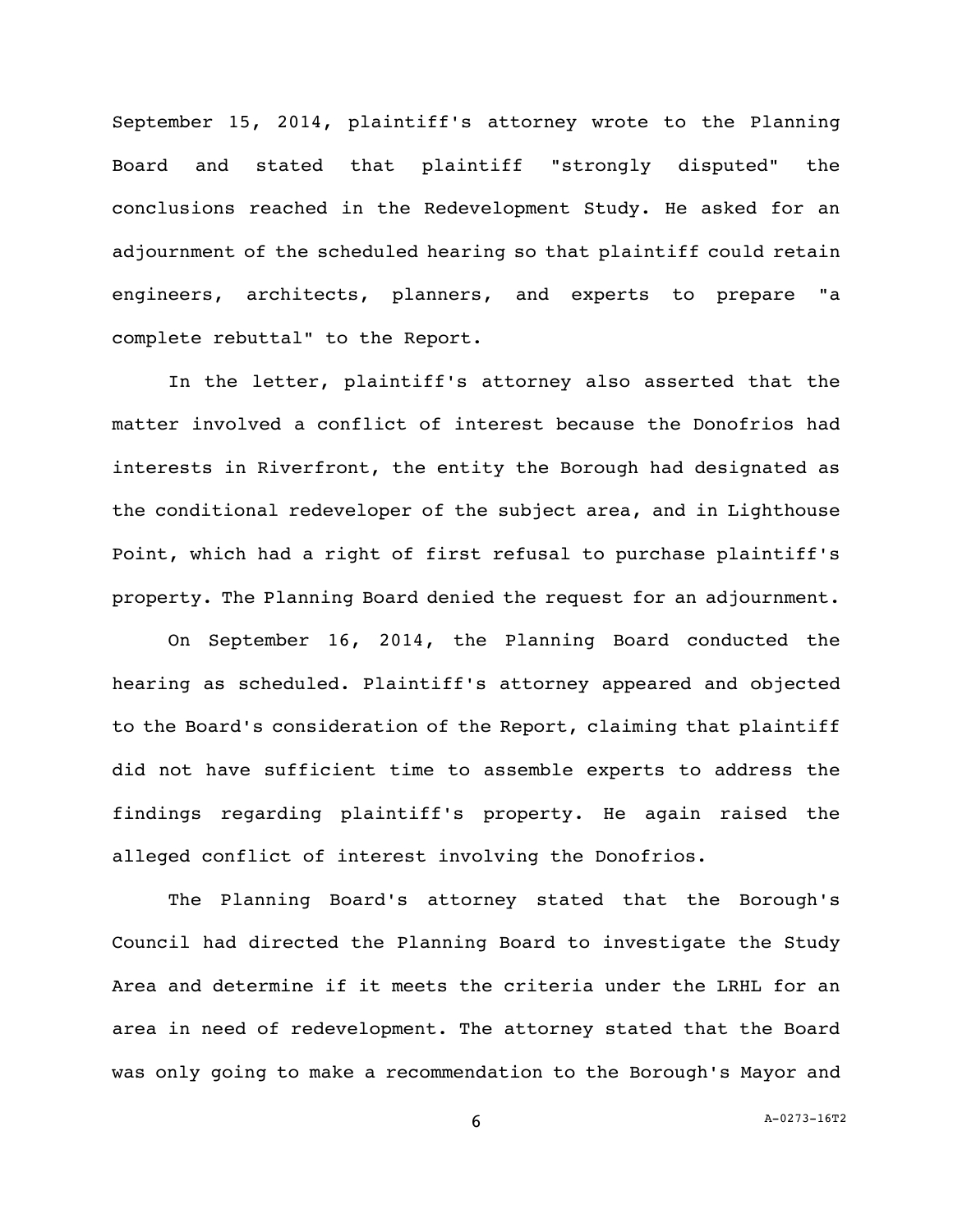September 15, 2014, plaintiff's attorney wrote to the Planning Board and stated that plaintiff "strongly disputed" the conclusions reached in the Redevelopment Study. He asked for an adjournment of the scheduled hearing so that plaintiff could retain engineers, architects, planners, and experts to prepare "a complete rebuttal" to the Report.

In the letter, plaintiff's attorney also asserted that the matter involved a conflict of interest because the Donofrios had interests in Riverfront, the entity the Borough had designated as the conditional redeveloper of the subject area, and in Lighthouse Point, which had a right of first refusal to purchase plaintiff's property. The Planning Board denied the request for an adjournment.

On September 16, 2014, the Planning Board conducted the hearing as scheduled. Plaintiff's attorney appeared and objected to the Board's consideration of the Report, claiming that plaintiff did not have sufficient time to assemble experts to address the findings regarding plaintiff's property. He again raised the alleged conflict of interest involving the Donofrios.

The Planning Board's attorney stated that the Borough's Council had directed the Planning Board to investigate the Study Area and determine if it meets the criteria under the LRHL for an area in need of redevelopment. The attorney stated that the Board was only going to make a recommendation to the Borough's Mayor and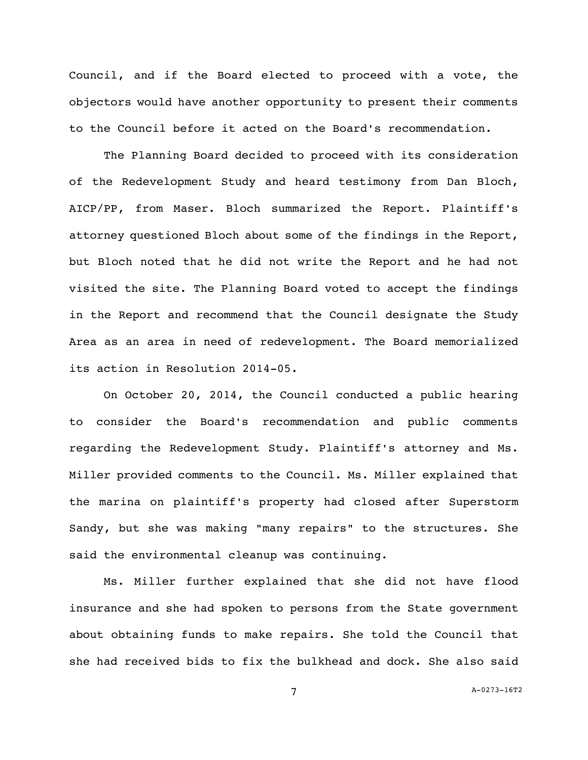Council, and if the Board elected to proceed with a vote, the objectors would have another opportunity to present their comments to the Council before it acted on the Board's recommendation.

The Planning Board decided to proceed with its consideration of the Redevelopment Study and heard testimony from Dan Bloch, AICP/PP, from Maser. Bloch summarized the Report. Plaintiff's attorney questioned Bloch about some of the findings in the Report, but Bloch noted that he did not write the Report and he had not visited the site. The Planning Board voted to accept the findings in the Report and recommend that the Council designate the Study Area as an area in need of redevelopment. The Board memorialized its action in Resolution 2014-05.

On October 20, 2014, the Council conducted a public hearing to consider the Board's recommendation and public comments regarding the Redevelopment Study. Plaintiff's attorney and Ms. Miller provided comments to the Council. Ms. Miller explained that the marina on plaintiff's property had closed after Superstorm Sandy, but she was making "many repairs" to the structures. She said the environmental cleanup was continuing.

Ms. Miller further explained that she did not have flood insurance and she had spoken to persons from the State government about obtaining funds to make repairs. She told the Council that she had received bids to fix the bulkhead and dock. She also said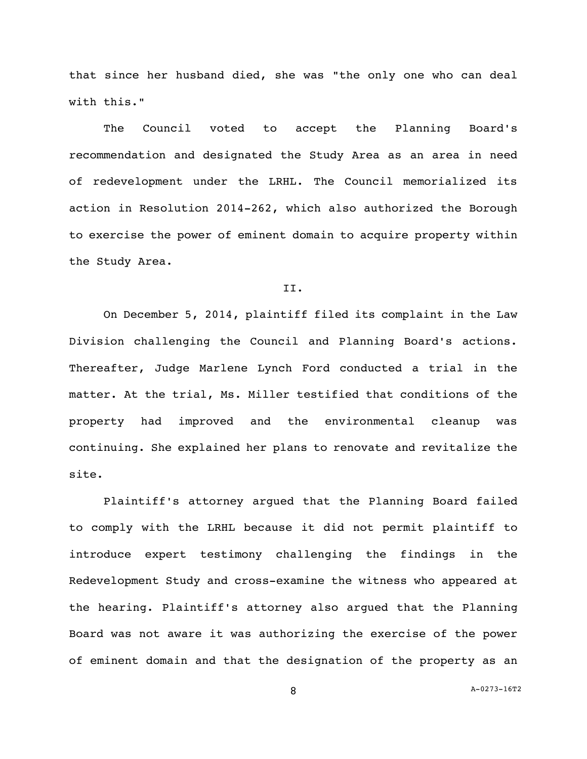that since her husband died, she was "the only one who can deal with this."

The Council voted to accept the Planning Board's recommendation and designated the Study Area as an area in need of redevelopment under the LRHL. The Council memorialized its action in Resolution 2014-262, which also authorized the Borough to exercise the power of eminent domain to acquire property within the Study Area.

II.

On December 5, 2014, plaintiff filed its complaint in the Law Division challenging the Council and Planning Board's actions. Thereafter, Judge Marlene Lynch Ford conducted a trial in the matter. At the trial, Ms. Miller testified that conditions of the property had improved and the environmental cleanup was continuing. She explained her plans to renovate and revitalize the site.

Plaintiff's attorney argued that the Planning Board failed to comply with the LRHL because it did not permit plaintiff to introduce expert testimony challenging the findings in the Redevelopment Study and cross-examine the witness who appeared at the hearing. Plaintiff's attorney also argued that the Planning Board was not aware it was authorizing the exercise of the power of eminent domain and that the designation of the property as an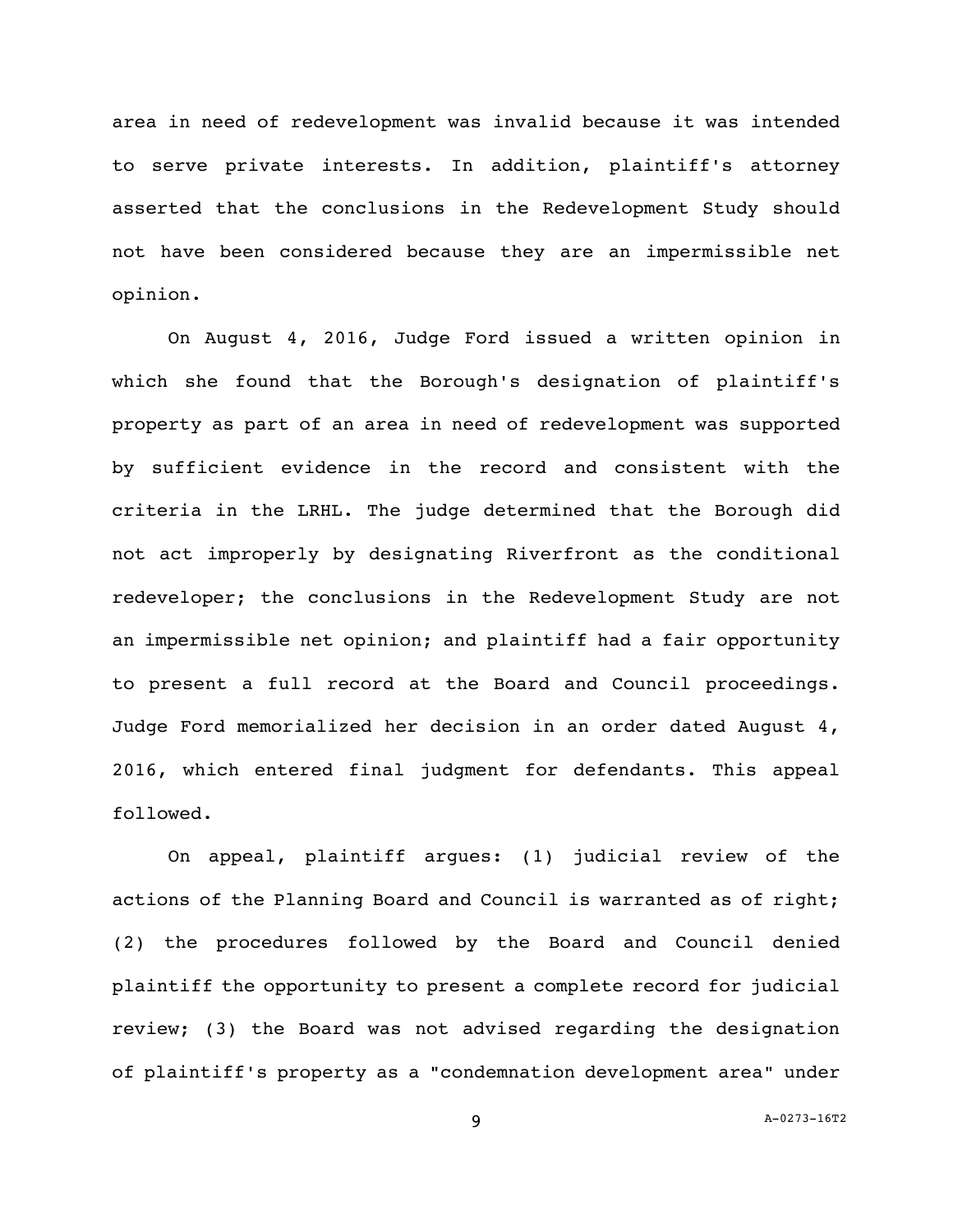area in need of redevelopment was invalid because it was intended to serve private interests. In addition, plaintiff's attorney asserted that the conclusions in the Redevelopment Study should not have been considered because they are an impermissible net opinion.

On August 4, 2016, Judge Ford issued a written opinion in which she found that the Borough's designation of plaintiff's property as part of an area in need of redevelopment was supported by sufficient evidence in the record and consistent with the criteria in the LRHL. The judge determined that the Borough did not act improperly by designating Riverfront as the conditional redeveloper; the conclusions in the Redevelopment Study are not an impermissible net opinion; and plaintiff had a fair opportunity to present a full record at the Board and Council proceedings. Judge Ford memorialized her decision in an order dated August 4, 2016, which entered final judgment for defendants. This appeal followed.

On appeal, plaintiff argues: (1) judicial review of the actions of the Planning Board and Council is warranted as of right; (2) the procedures followed by the Board and Council denied plaintiff the opportunity to present a complete record for judicial review; (3) the Board was not advised regarding the designation of plaintiff's property as a "condemnation development area" under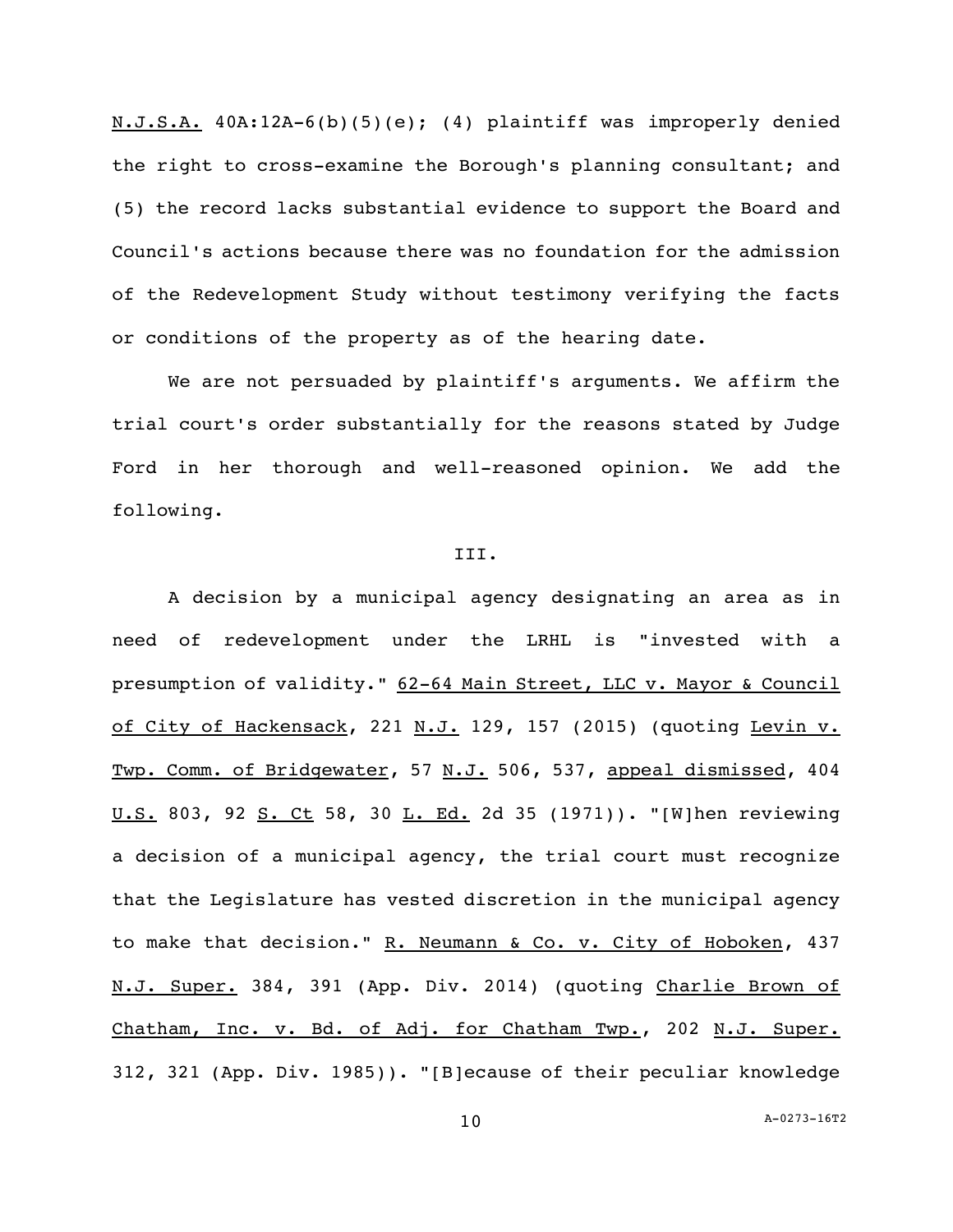N.J.S.A. 40A:12A-6(b)(5)(e); (4) plaintiff was improperly denied the right to cross-examine the Borough's planning consultant; and (5) the record lacks substantial evidence to support the Board and Council's actions because there was no foundation for the admission of the Redevelopment Study without testimony verifying the facts or conditions of the property as of the hearing date.

We are not persuaded by plaintiff's arguments. We affirm the trial court's order substantially for the reasons stated by Judge Ford in her thorough and well-reasoned opinion. We add the following.

III.

A decision by a municipal agency designating an area as in need of redevelopment under the LRHL is "invested with a presumption of validity." 62-64 Main Street, LLC v. Mayor & Council of City of Hackensack, 221 N.J. 129, 157 (2015) (quoting Levin v. Twp. Comm. of Bridgewater, 57 N.J. 506, 537, appeal dismissed, 404 U.S. 803, 92 S. Ct 58, 30 L. Ed. 2d 35 (1971)). "[W]hen reviewing a decision of a municipal agency, the trial court must recognize that the Legislature has vested discretion in the municipal agency to make that decision." R. Neumann & Co. v. City of Hoboken, 437 N.J. Super. 384, 391 (App. Div. 2014) (quoting Charlie Brown of Chatham, Inc. v. Bd. of Adj. for Chatham Twp., 202 N.J. Super. 312, 321 (App. Div. 1985)). "[B]ecause of their peculiar knowledge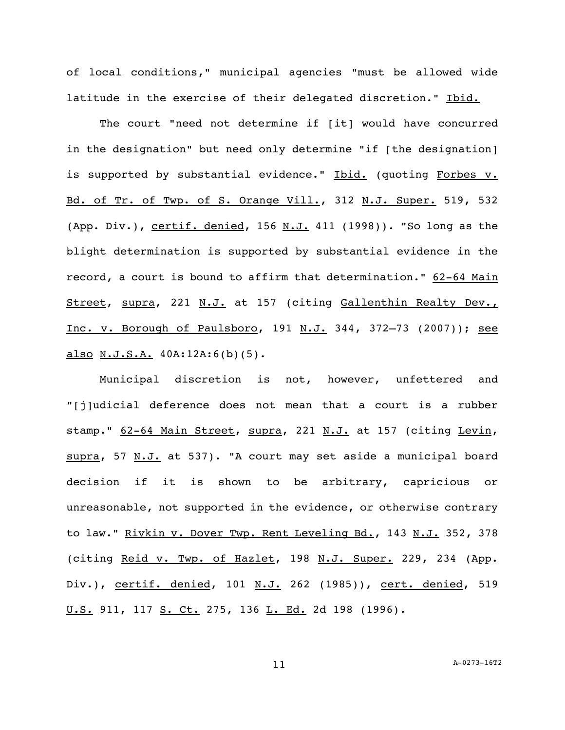of local conditions," municipal agencies "must be allowed wide latitude in the exercise of their delegated discretion." Ibid.

The court "need not determine if [it] would have concurred in the designation" but need only determine "if [the designation] is supported by substantial evidence." Ibid. (quoting Forbes v. Bd. of Tr. of Twp. of S. Orange Vill., 312 N.J. Super. 519, 532 (App. Div.), certif. denied, 156 N.J. 411 (1998)). "So long as the blight determination is supported by substantial evidence in the record, a court is bound to affirm that determination." 62-64 Main Street, supra, 221 N.J. at 157 (citing Gallenthin Realty Dev., Inc. v. Borough of Paulsboro, 191 N.J. 344, 372–73 (2007)); see also N.J.S.A. 40A:12A:6(b)(5).

Municipal discretion is not, however, unfettered and "[j]udicial deference does not mean that a court is a rubber stamp." 62-64 Main Street, supra, 221 N.J. at 157 (citing Levin, supra, 57 N.J. at 537). "A court may set aside a municipal board decision if it is shown to be arbitrary, capricious or unreasonable, not supported in the evidence, or otherwise contrary to law." Rivkin v. Dover Twp. Rent Leveling Bd., 143 N.J. 352, 378 (citing Reid v. Twp. of Hazlet, 198 N.J. Super. 229, 234 (App. Div.), certif. denied, 101 N.J. 262 (1985)), cert. denied, 519 U.S. 911, 117 S. Ct. 275, 136 L. Ed. 2d 198 (1996).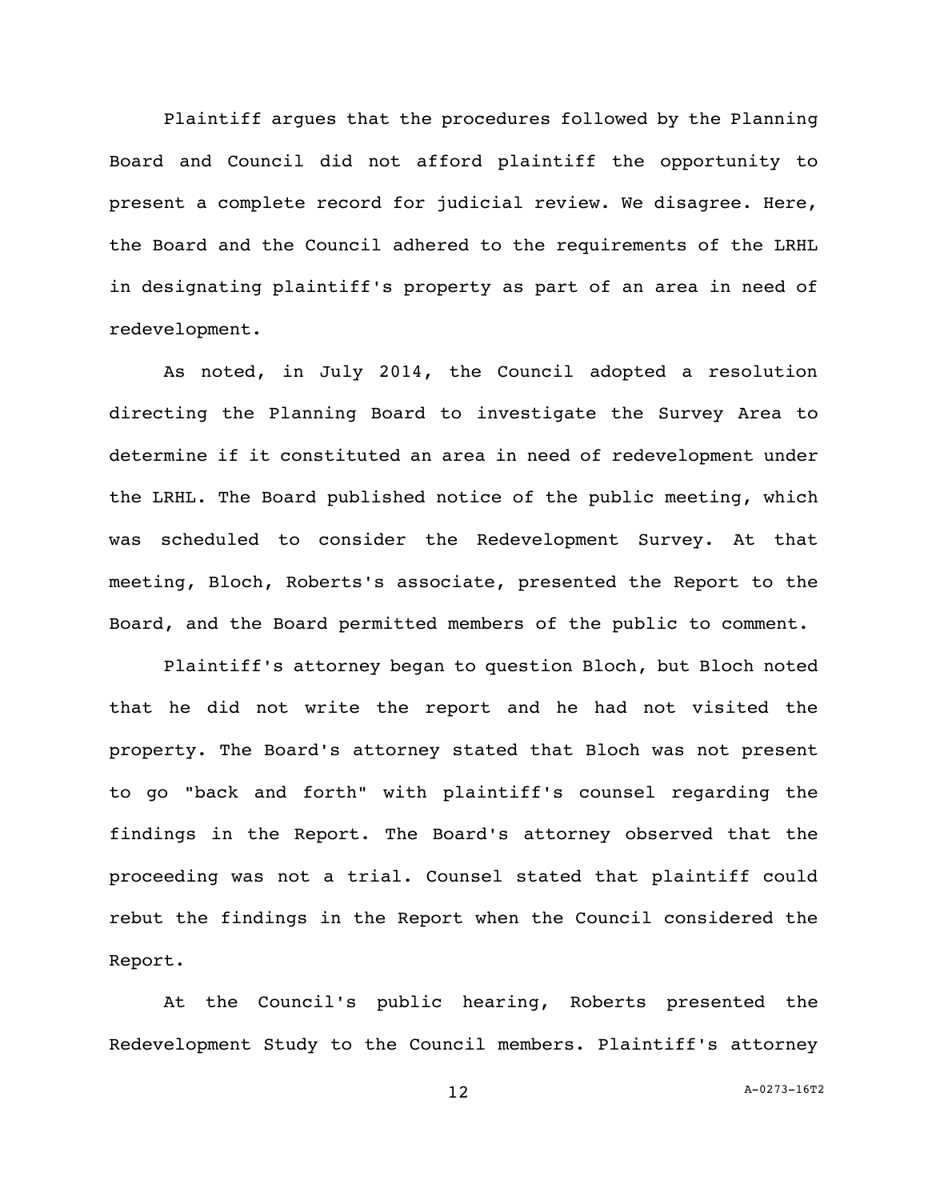Plaintiff argues that the procedures followed by the Planning Board and Council did not afford plaintiff the opportunity to present a complete record for judicial review. We disagree. Here, the Board and the Council adhered to the requirements of the LRHL in designating plaintiff's property as part of an area in need of redevelopment.

As noted, in July 2014, the Council adopted a resolution directing the Planning Board to investigate the Survey Area to determine if it constituted an area in need of redevelopment under the LRHL. The Board published notice of the public meeting, which was scheduled to consider the Redevelopment Survey. At that meeting, Bloch, Roberts's associate, presented the Report to the Board, and the Board permitted members of the public to comment.

Plaintiff's attorney began to question Bloch, but Bloch noted that he did not write the report and he had not visited the property. The Board's attorney stated that Bloch was not present to go "back and forth" with plaintiff's counsel regarding the findings in the Report. The Board's attorney observed that the proceeding was not a trial. Counsel stated that plaintiff could rebut the findings in the Report when the Council considered the Report.

At the Council's public hearing, Roberts presented the Redevelopment Study to the Council members. Plaintiff's attorney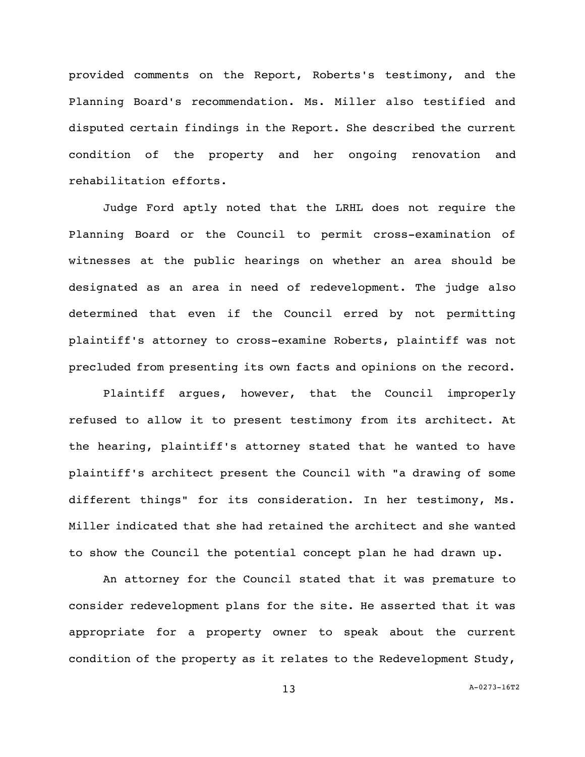provided comments on the Report, Roberts's testimony, and the Planning Board's recommendation. Ms. Miller also testified and disputed certain findings in the Report. She described the current condition of the property and her ongoing renovation and rehabilitation efforts.

Judge Ford aptly noted that the LRHL does not require the Planning Board or the Council to permit cross-examination of witnesses at the public hearings on whether an area should be designated as an area in need of redevelopment. The judge also determined that even if the Council erred by not permitting plaintiff's attorney to cross-examine Roberts, plaintiff was not precluded from presenting its own facts and opinions on the record.

Plaintiff argues, however, that the Council improperly refused to allow it to present testimony from its architect. At the hearing, plaintiff's attorney stated that he wanted to have plaintiff's architect present the Council with "a drawing of some different things" for its consideration. In her testimony, Ms. Miller indicated that she had retained the architect and she wanted to show the Council the potential concept plan he had drawn up.

An attorney for the Council stated that it was premature to consider redevelopment plans for the site. He asserted that it was appropriate for a property owner to speak about the current condition of the property as it relates to the Redevelopment Study,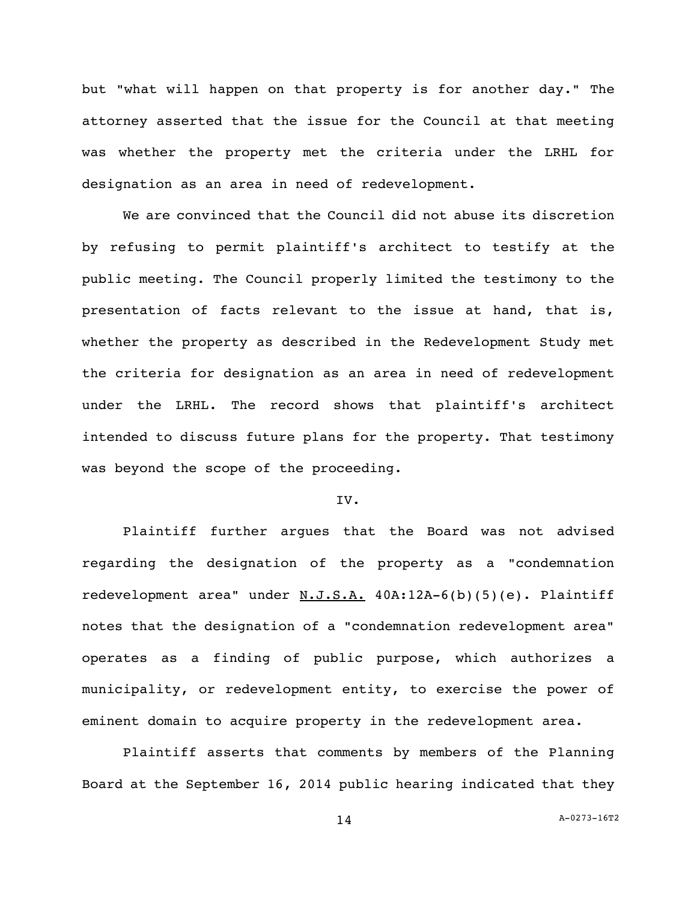but "what will happen on that property is for another day." The attorney asserted that the issue for the Council at that meeting was whether the property met the criteria under the LRHL for designation as an area in need of redevelopment.

We are convinced that the Council did not abuse its discretion by refusing to permit plaintiff's architect to testify at the public meeting. The Council properly limited the testimony to the presentation of facts relevant to the issue at hand, that is, whether the property as described in the Redevelopment Study met the criteria for designation as an area in need of redevelopment under the LRHL. The record shows that plaintiff's architect intended to discuss future plans for the property. That testimony was beyond the scope of the proceeding.

IV.

Plaintiff further argues that the Board was not advised regarding the designation of the property as a "condemnation redevelopment area" under N.J.S.A. 40A:12A-6(b)(5)(e). Plaintiff notes that the designation of a "condemnation redevelopment area" operates as a finding of public purpose, which authorizes a municipality, or redevelopment entity, to exercise the power of eminent domain to acquire property in the redevelopment area.

Plaintiff asserts that comments by members of the Planning Board at the September 16, 2014 public hearing indicated that they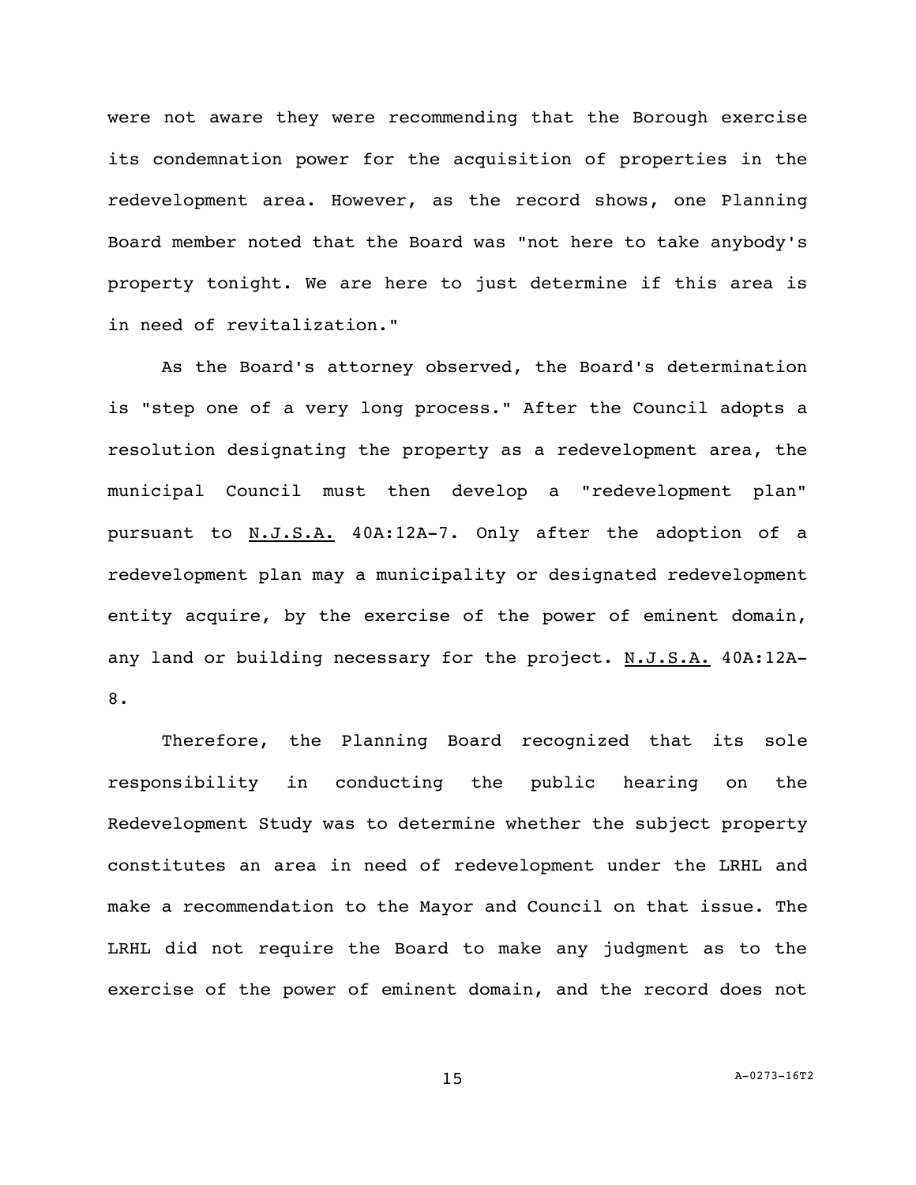were not aware they were recommending that the Borough exercise its condemnation power for the acquisition of properties in the redevelopment area. However, as the record shows, one Planning Board member noted that the Board was "not here to take anybody's property tonight. We are here to just determine if this area is in need of revitalization."

As the Board's attorney observed, the Board's determination is "step one of a very long process." After the Council adopts a resolution designating the property as a redevelopment area, the municipal Council must then develop a "redevelopment plan" pursuant to N.J.S.A. 40A:12A-7. Only after the adoption of a redevelopment plan may a municipality or designated redevelopment entity acquire, by the exercise of the power of eminent domain, any land or building necessary for the project. N.J.S.A. 40A:12A-8.

Therefore, the Planning Board recognized that its sole responsibility in conducting the public hearing on the Redevelopment Study was to determine whether the subject property constitutes an area in need of redevelopment under the LRHL and make a recommendation to the Mayor and Council on that issue. The LRHL did not require the Board to make any judgment as to the exercise of the power of eminent domain, and the record does not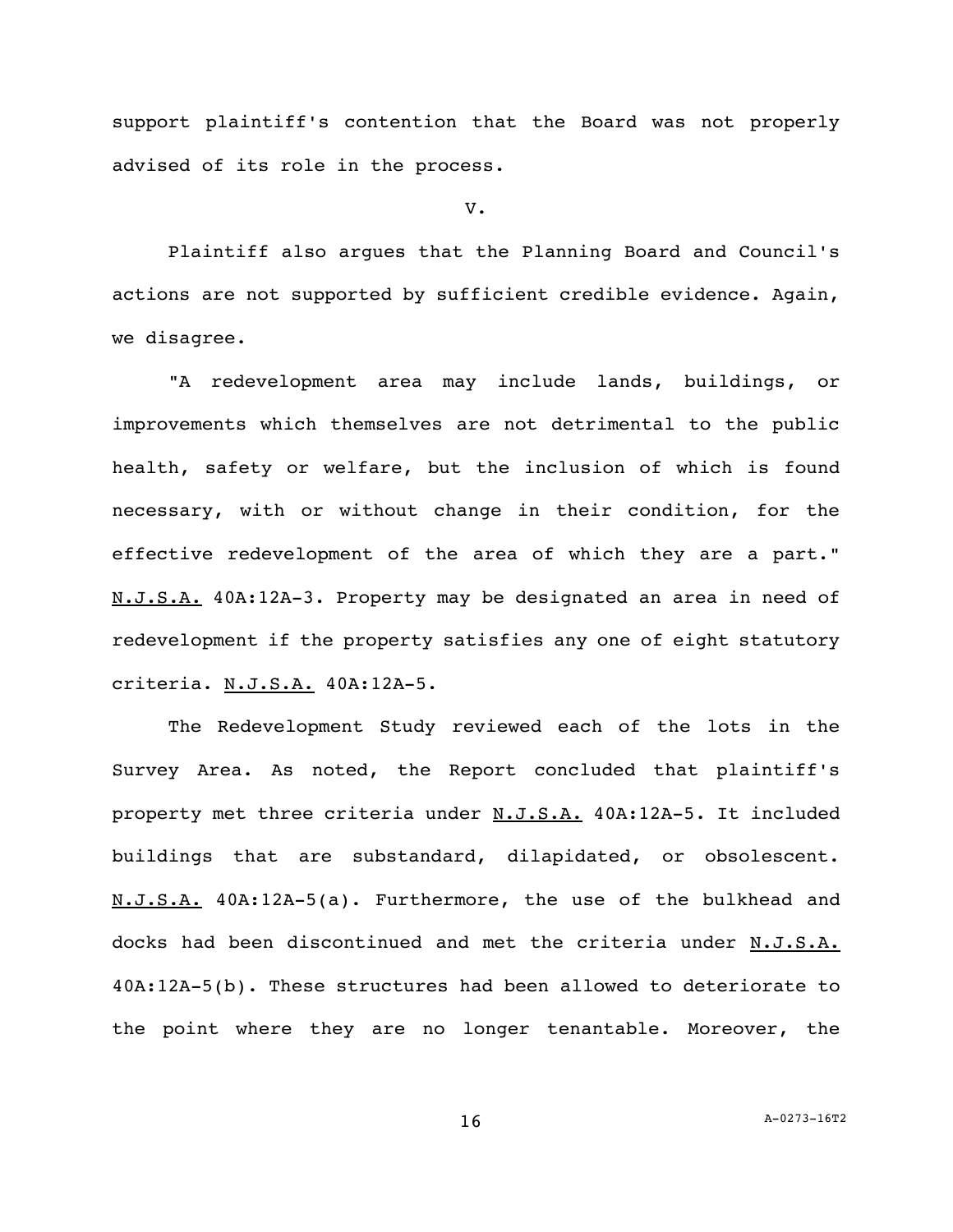support plaintiff's contention that the Board was not properly advised of its role in the process.

V.

Plaintiff also argues that the Planning Board and Council's actions are not supported by sufficient credible evidence. Again, we disagree.

"A redevelopment area may include lands, buildings, or improvements which themselves are not detrimental to the public health, safety or welfare, but the inclusion of which is found necessary, with or without change in their condition, for the effective redevelopment of the area of which they are a part." N.J.S.A. 40A:12A-3. Property may be designated an area in need of redevelopment if the property satisfies any one of eight statutory criteria. N.J.S.A. 40A:12A-5.

The Redevelopment Study reviewed each of the lots in the Survey Area. As noted, the Report concluded that plaintiff's property met three criteria under N.J.S.A. 40A:12A-5. It included buildings that are substandard, dilapidated, or obsolescent. N.J.S.A. 40A:12A-5(a). Furthermore, the use of the bulkhead and docks had been discontinued and met the criteria under N.J.S.A. 40A:12A-5(b). These structures had been allowed to deteriorate to the point where they are no longer tenantable. Moreover, the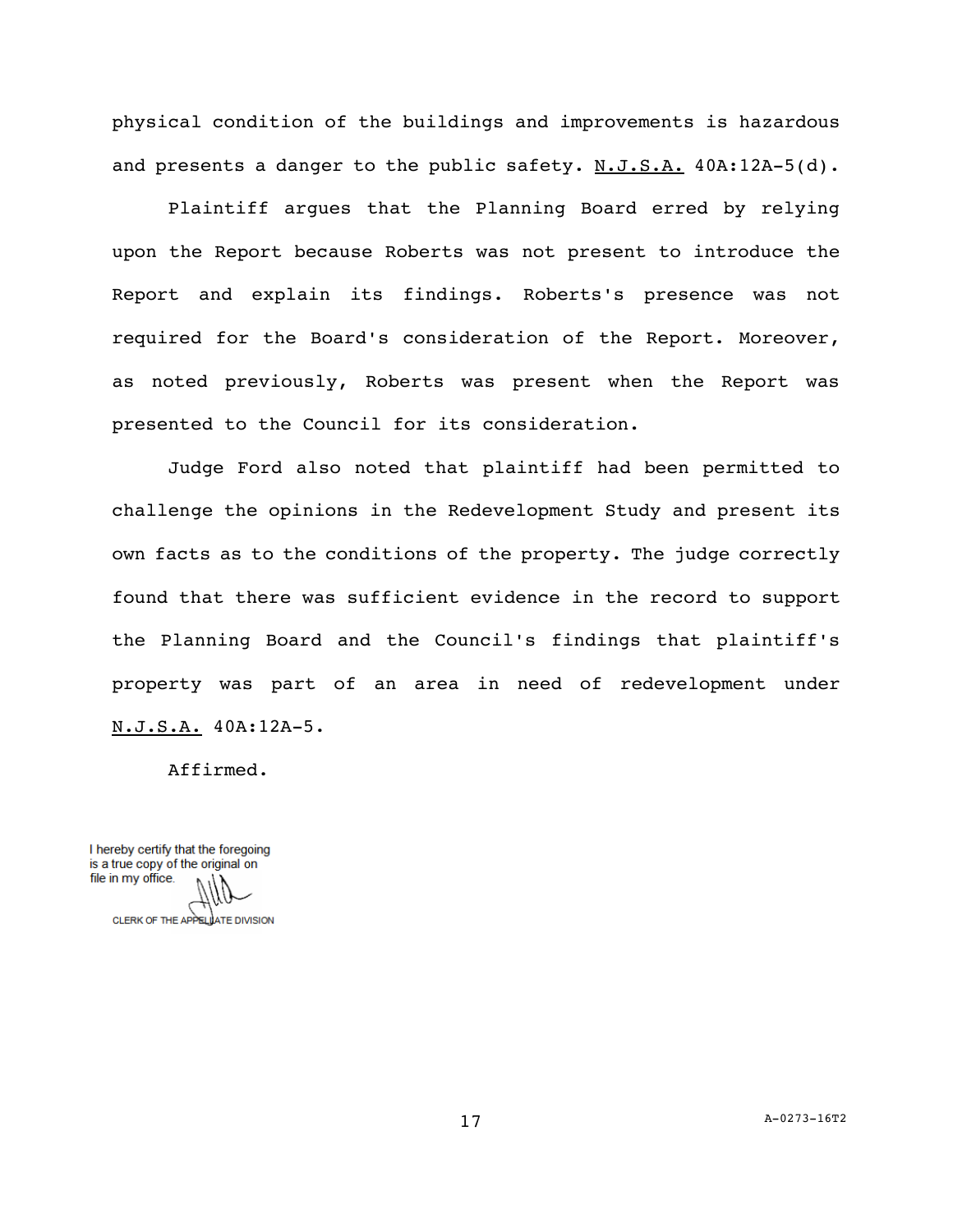physical condition of the buildings and improvements is hazardous and presents a danger to the public safety. N.J.S.A. 40A:12A-5(d).

Plaintiff argues that the Planning Board erred by relying upon the Report because Roberts was not present to introduce the Report and explain its findings. Roberts's presence was not required for the Board's consideration of the Report. Moreover, as noted previously, Roberts was present when the Report was presented to the Council for its consideration.

Judge Ford also noted that plaintiff had been permitted to challenge the opinions in the Redevelopment Study and present its own facts as to the conditions of the property. The judge correctly found that there was sufficient evidence in the record to support the Planning Board and the Council's findings that plaintiff's property was part of an area in need of redevelopment under N.J.S.A. 40A:12A-5.

Affirmed.

I hereby certify that the foregoing is a true copy of the original on file in my office.

CLERK OF THE APPELLATE DIVISION